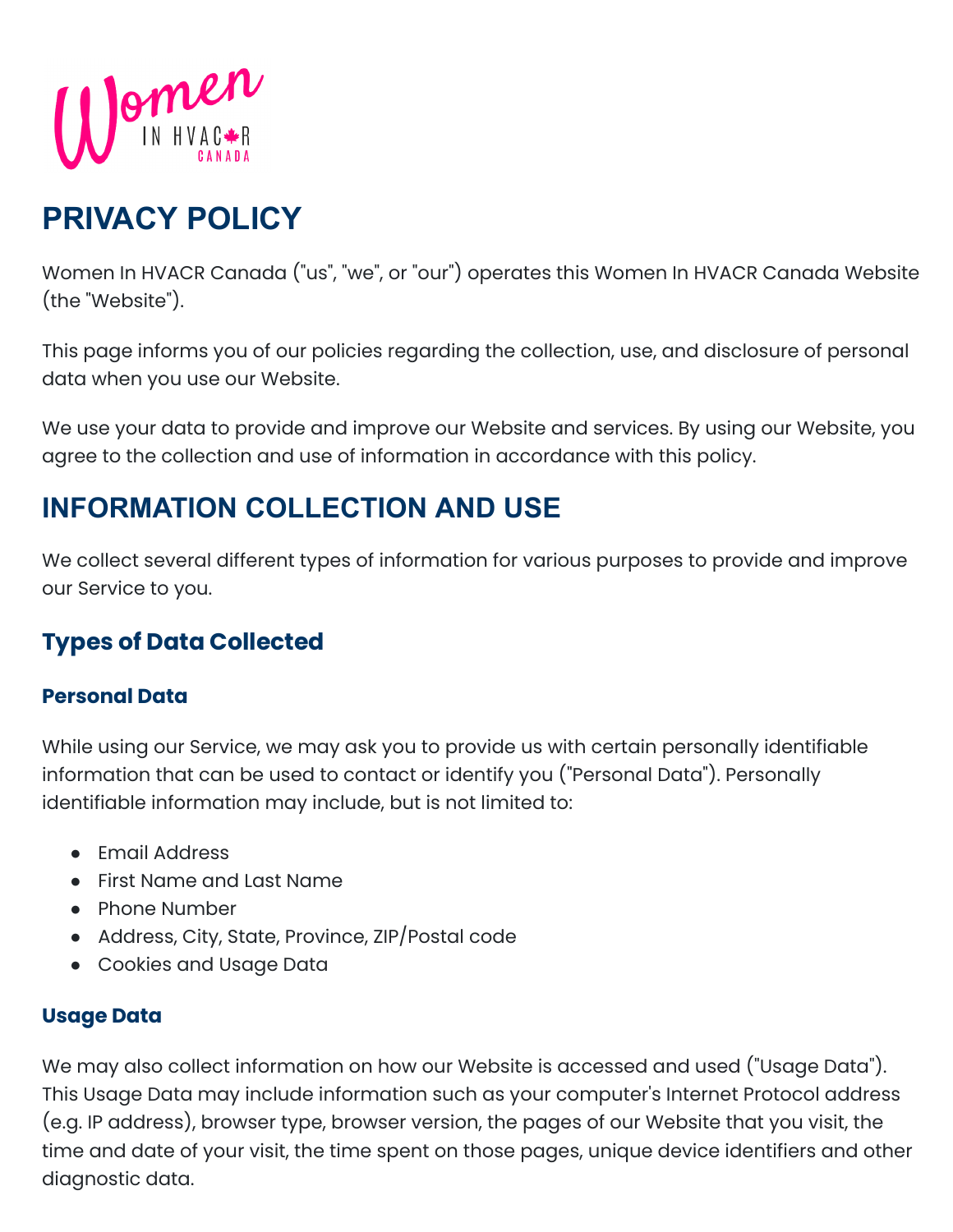# PRIVACY POLICY

Women In HVACR Canada ("us", "we", or "our") operates this Women In HVACR Canada Website (the "Website").

This page informs you of our policies regarding the collection, use, and disclosure of personal data when you use our Website.

We use your data to provide and improve our Website and services. By using our Website, you agree to the collection and use of information in accordance with this policy.

# INFORMATION COLLECTION AND USE

We collect several different types of information for various purposes to provide and improve our Service to you.

## Types of Data Collected

### Personal Data

While using our Service, we may ask you to provide us with certain personally identifiable information that can be used to contact or identify you ("Personal Data"). Personally identifiable information may include, but is not limited to:

- Email Address
- First Name and Last Name
- Phone Number
- Address, City, State, Province, ZIP/Postal code
- Cookies and Usage Data

### Usage Data

We may also collect information on how our Website is accessed and used ("Usage Data"). This Usage Data may include information such as your computer's Internet Protocol address (e.g. IP address), browser type, browser version, the pages of our Website that you visit, the time and date of your visit, the time spent on those pages, unique device identifiers and other diagnostic data.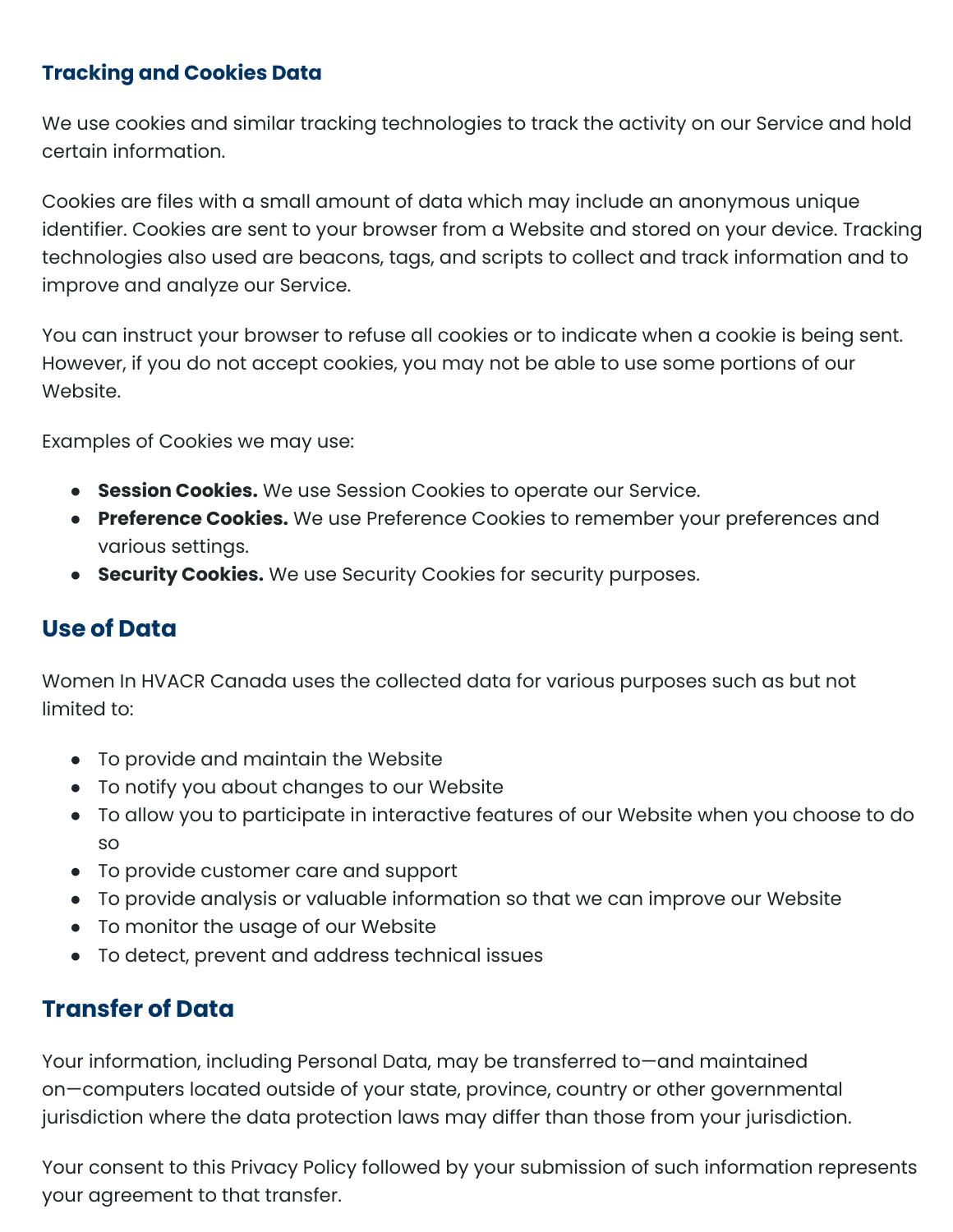### Tracking and Cookies Data

We use cookies and similar tracking technologies to track the activity on our Service and hold certain information.

Cookies are files with a small amount of data which may include an anonymous unique identifier. Cookies are sent to your browser from a Website and stored on your device. Tracking technologies also used are beacons, tags, and scripts to collect and track information and to improve and analyze our Service.

You can instruct your browser to refuse all cookies or to indicate when a cookie is being sent. However, if you do not accept cookies, you may not be able to use some portions of our Website.

Examples of Cookies we may use:

- **Session Cookies.** We use Session Cookies to operate our Service.
- **Preference Cookies.** We use Preference Cookies to remember your preferences and various settings.
- **Security Cookies.** We use Security Cookies for security purposes.

## Use of Data

Women In HVACR Canada uses the collected data for various purposes such as but not limited to:

- To provide and maintain the Website
- To notify you about changes to our Website
- To allow you to participate in interactive features of our Website when you choose to do so
- To provide customer care and support
- To provide analysis or valuable information so that we can improve our Website
- To monitor the usage of our Website
- To detect, prevent and address technical issues

## Transfer of Data

Your information, including Personal Data, may be transferred to—and maintained on—computers located outside of your state, province, country or other governmental jurisdiction where the data protection laws may differ than those from your jurisdiction.

Your consent to this Privacy Policy followed by your submission of such information represents your agreement to that transfer.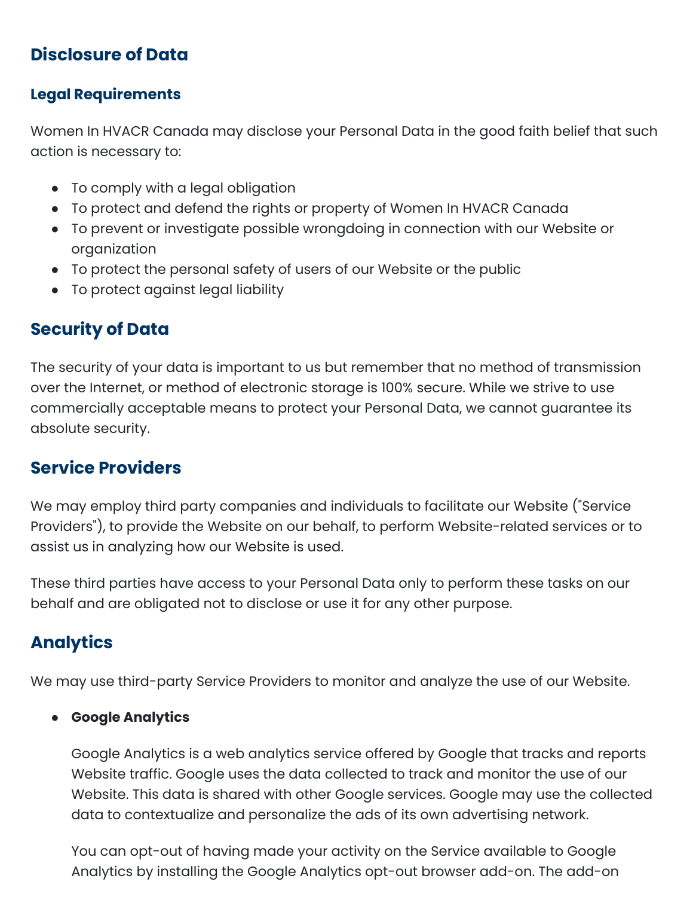## Disclosure of Data

### Legal Requirements

Women In HVACR Canada may disclose your Personal Data in the good faith belief that such action is necessary to:

- To comply with a legal obligation
- To protect and defend the rights or property of Women In HVACR Canada
- To prevent or investigate possible wrongdoing in connection with our Website or organization
- To protect the personal safety of users of our Website or the public
- To protect against legal liability

## Security of Data

The security of your data is important to us but remember that no method of transmission over the Internet, or method of electronic storage is 100% secure. While we strive to use commercially acceptable means to protect your Personal Data, we cannot guarantee its absolute security.

## Service Providers

We may employ third party companies and individuals to facilitate our Website ("Service Providers"), to provide the Website on our behalf, to perform Website-related services or to assist us in analyzing how our Website is used.

These third parties have access to your Personal Data only to perform these tasks on our behalf and are obligated not to disclose or use it for any other purpose.

## Analytics

We may use third-party Service Providers to monitor and analyze the use of our Website.

- **Google Analytics**

  Google Analytics is a web analytics service offered by Google that tracks and reports Website traffic. Google uses the data collected to track and monitor the use of our Website. This data is shared with other Google services. Google may use the collected data to contextualize and personalize the ads of its own advertising network.

  You can opt-out of having made your activity on the Service available to Google Analytics by installing the Google Analytics opt-out browser add-on. The add-on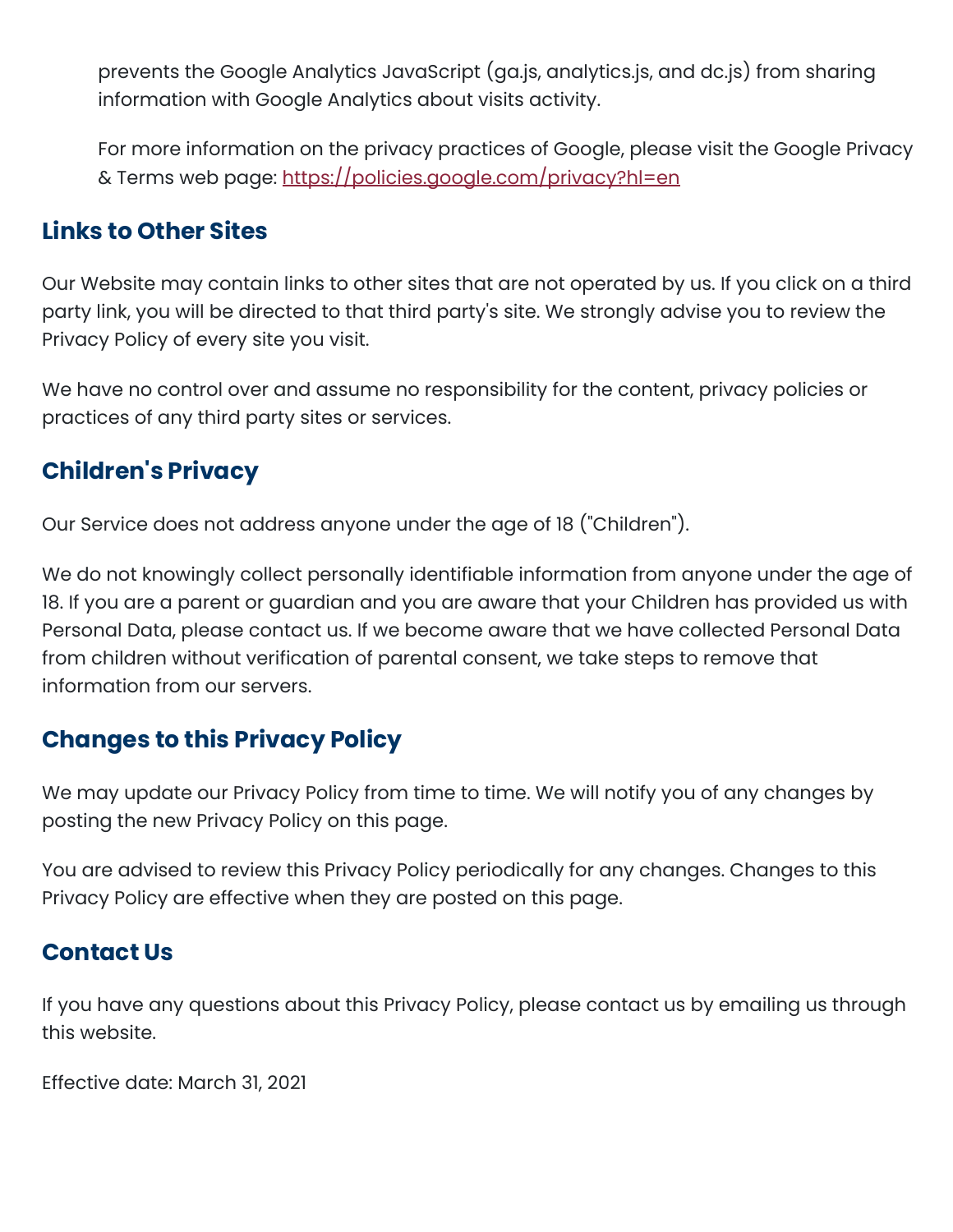prevents the Google Analytics JavaScript (ga.js, analytics.js, and dc.js) from sharing information with Google Analytics about visits activity.

For more information on the privacy practices of Google, please visit the Google Privacy & Terms web page: https://policies.google.com/privacy?hl=en

## Links to Other Sites

Our Website may contain links to other sites that are not operated by us. If you click on a third party link, you will be directed to that third party's site. We strongly advise you to review the Privacy Policy of every site you visit.

We have no control over and assume no responsibility for the content, privacy policies or practices of any third party sites or services.

## Children's Privacy

Our Service does not address anyone under the age of 18 ("Children").

We do not knowingly collect personally identifiable information from anyone under the age of 18. If you are a parent or guardian and you are aware that your Children has provided us with Personal Data, please contact us. If we become aware that we have collected Personal Data from children without verification of parental consent, we take steps to remove that information from our servers.

## Changes to this Privacy Policy

We may update our Privacy Policy from time to time. We will notify you of any changes by posting the new Privacy Policy on this page.

You are advised to review this Privacy Policy periodically for any changes. Changes to this Privacy Policy are effective when they are posted on this page.

## Contact Us

If you have any questions about this Privacy Policy, please contact us by emailing us through this website.

Effective date: March 31, 2021